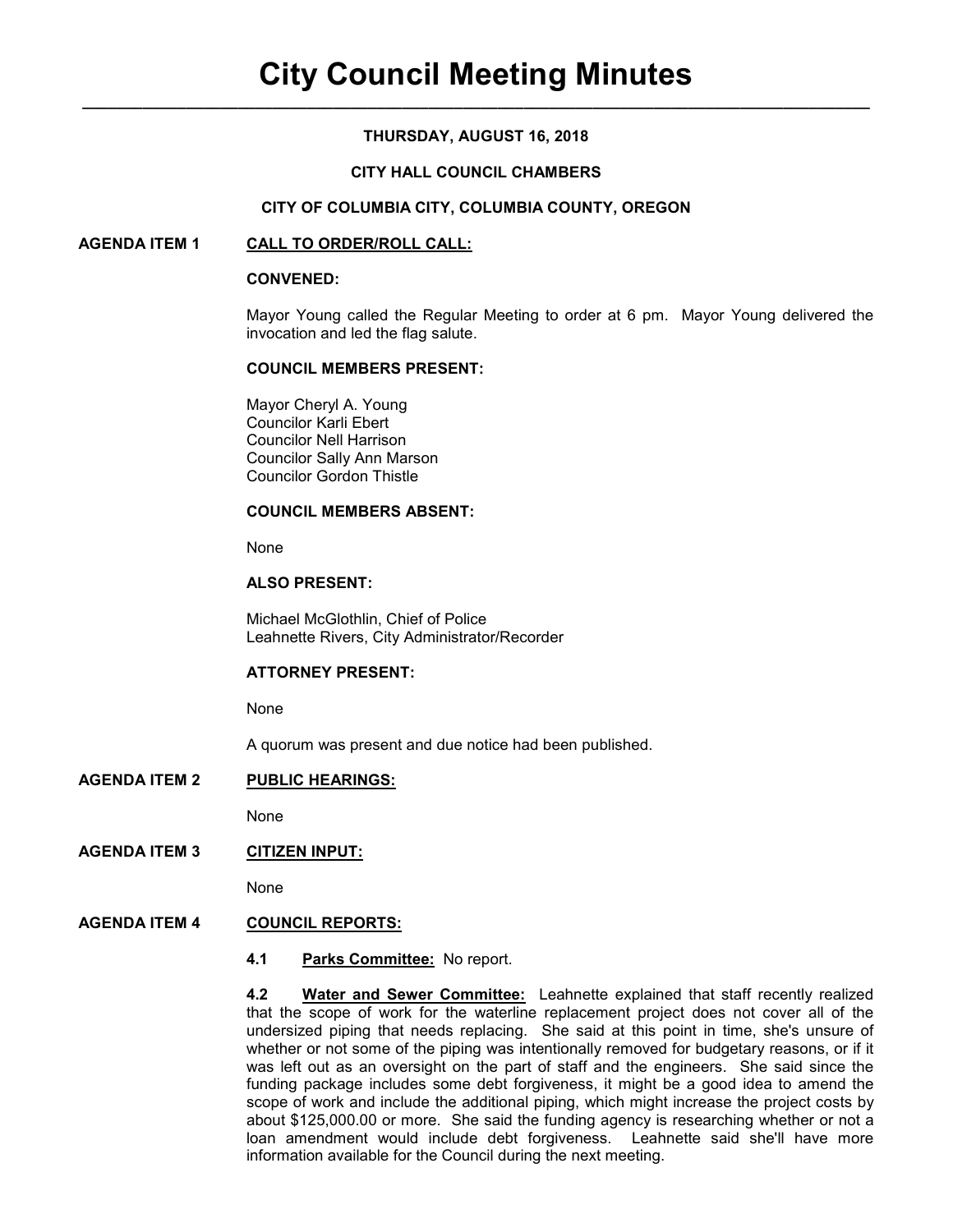# City Council Meeting Minutes

**THURSDAY, AUGUST 16, 2018**

**CITY HALL COUNCIL CHAMBERS**

**CITY OF COLUMBIA CITY, COLUMBIA COUNTY, OREGON**

## AGENDA ITEM 1 — CALL TO ORDER/ROLL CALL:

**CONVENED:**

Mayor Young called the Regular Meeting to order at 6 pm. Mayor Young delivered the invocation and led the flag salute.

**COUNCIL MEMBERS PRESENT:**

Mayor Cheryl A. Young
Councilor Karli Ebert
Councilor Nell Harrison
Councilor Sally Ann Marson
Councilor Gordon Thistle

**COUNCIL MEMBERS ABSENT:**

None

**ALSO PRESENT:**

Michael McGlothlin, Chief of Police
Leahnette Rivers, City Administrator/Recorder

**ATTORNEY PRESENT:**

None

A quorum was present and due notice had been published.

## AGENDA ITEM 2 — PUBLIC HEARINGS:

None

## AGENDA ITEM 3 — CITIZEN INPUT:

None

## AGENDA ITEM 4 — COUNCIL REPORTS:

**4.1 Parks Committee:** No report.

**4.2 Water and Sewer Committee:** Leahnette explained that staff recently realized that the scope of work for the waterline replacement project does not cover all of the undersized piping that needs replacing. She said at this point in time, she's unsure of whether or not some of the piping was intentionally removed for budgetary reasons, or if it was left out as an oversight on the part of staff and the engineers. She said since the funding package includes some debt forgiveness, it might be a good idea to amend the scope of work and include the additional piping, which might increase the project costs by about $125,000.00 or more. She said the funding agency is researching whether or not a loan amendment would include debt forgiveness. Leahnette said she'll have more information available for the Council during the next meeting.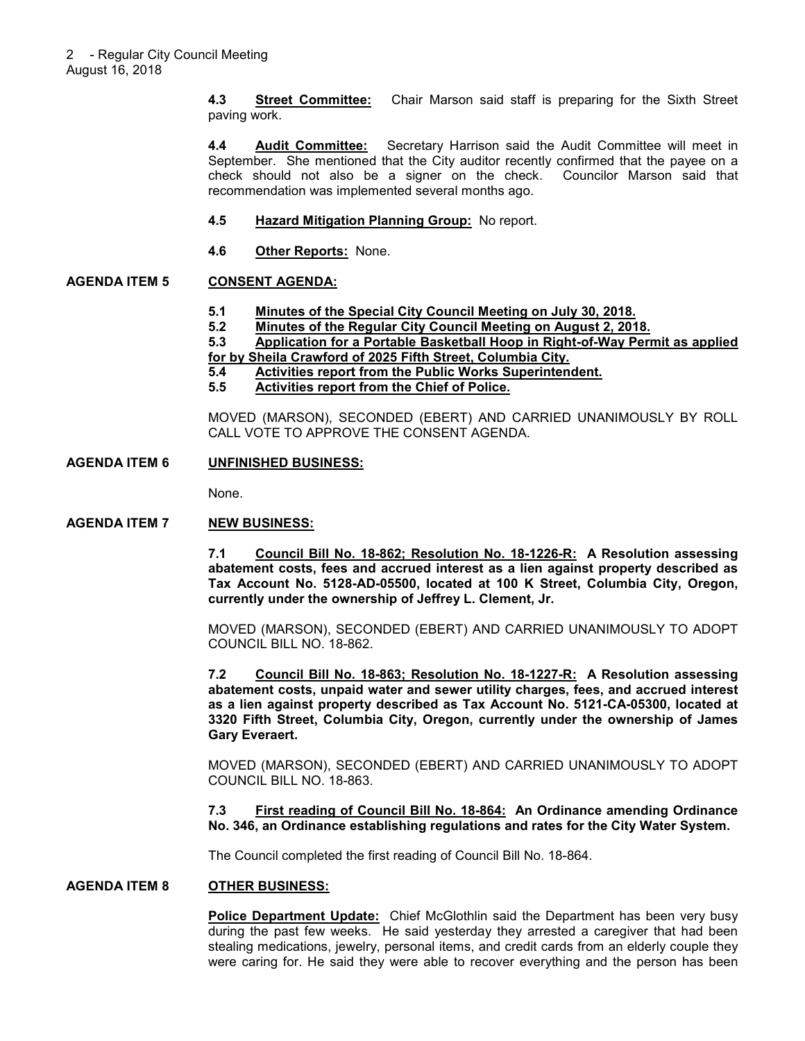**4.3 Street Committee:** Chair Marson said staff is preparing for the Sixth Street paving work.

**4.4 Audit Committee:** Secretary Harrison said the Audit Committee will meet in September. She mentioned that the City auditor recently confirmed that the payee on a check should not also be a signer on the check. Councilor Marson said that recommendation was implemented several months ago.

**4.5 Hazard Mitigation Planning Group:** No report.

**4.6 Other Reports:** None.

## AGENDA ITEM 5 CONSENT AGENDA:

**5.1 Minutes of the Special City Council Meeting on July 30, 2018.**
**5.2 Minutes of the Regular City Council Meeting on August 2, 2018.**
**5.3 Application for a Portable Basketball Hoop in Right-of-Way Permit as applied for by Sheila Crawford of 2025 Fifth Street, Columbia City.**
**5.4 Activities report from the Public Works Superintendent.**
**5.5 Activities report from the Chief of Police.**

MOVED (MARSON), SECONDED (EBERT) AND CARRIED UNANIMOUSLY BY ROLL CALL VOTE TO APPROVE THE CONSENT AGENDA.

## AGENDA ITEM 6 UNFINISHED BUSINESS:

None.

## AGENDA ITEM 7 NEW BUSINESS:

**7.1 Council Bill No. 18-862; Resolution No. 18-1226-R: A Resolution assessing abatement costs, fees and accrued interest as a lien against property described as Tax Account No. 5128-AD-05500, located at 100 K Street, Columbia City, Oregon, currently under the ownership of Jeffrey L. Clement, Jr.**

MOVED (MARSON), SECONDED (EBERT) AND CARRIED UNANIMOUSLY TO ADOPT COUNCIL BILL NO. 18-862.

**7.2 Council Bill No. 18-863; Resolution No. 18-1227-R: A Resolution assessing abatement costs, unpaid water and sewer utility charges, fees, and accrued interest as a lien against property described as Tax Account No. 5121-CA-05300, located at 3320 Fifth Street, Columbia City, Oregon, currently under the ownership of James Gary Everaert.**

MOVED (MARSON), SECONDED (EBERT) AND CARRIED UNANIMOUSLY TO ADOPT COUNCIL BILL NO. 18-863.

**7.3 First reading of Council Bill No. 18-864: An Ordinance amending Ordinance No. 346, an Ordinance establishing regulations and rates for the City Water System.**

The Council completed the first reading of Council Bill No. 18-864.

## AGENDA ITEM 8 OTHER BUSINESS:

**Police Department Update:** Chief McGlothlin said the Department has been very busy during the past few weeks. He said yesterday they arrested a caregiver that had been stealing medications, jewelry, personal items, and credit cards from an elderly couple they were caring for. He said they were able to recover everything and the person has been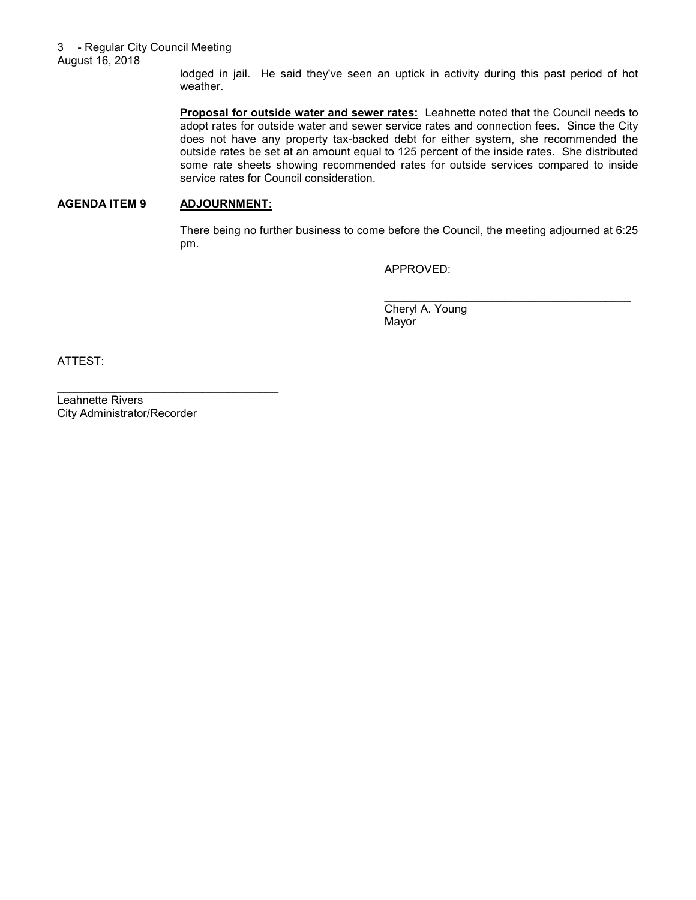lodged in jail. He said they've seen an uptick in activity during this past period of hot weather.

**Proposal for outside water and sewer rates:** Leahnette noted that the Council needs to adopt rates for outside water and sewer service rates and connection fees. Since the City does not have any property tax-backed debt for either system, she recommended the outside rates be set at an amount equal to 125 percent of the inside rates. She distributed some rate sheets showing recommended rates for outside services compared to inside service rates for Council consideration.

**AGENDA ITEM 9** **ADJOURNMENT:**

There being no further business to come before the Council, the meeting adjourned at 6:25 pm.

APPROVED:

\_\_\_\_\_\_\_\_\_\_\_\_\_\_\_\_\_\_\_\_\_\_\_\_\_\_\_\_\_\_\_\_\_\_\_\_\_\_\_\_
Cheryl A. Young
Mayor

ATTEST:

\_\_\_\_\_\_\_\_\_\_\_\_\_\_\_\_\_\_\_\_\_\_\_\_\_\_\_\_\_\_\_\_\_\_\_\_
Leahnette Rivers
City Administrator/Recorder